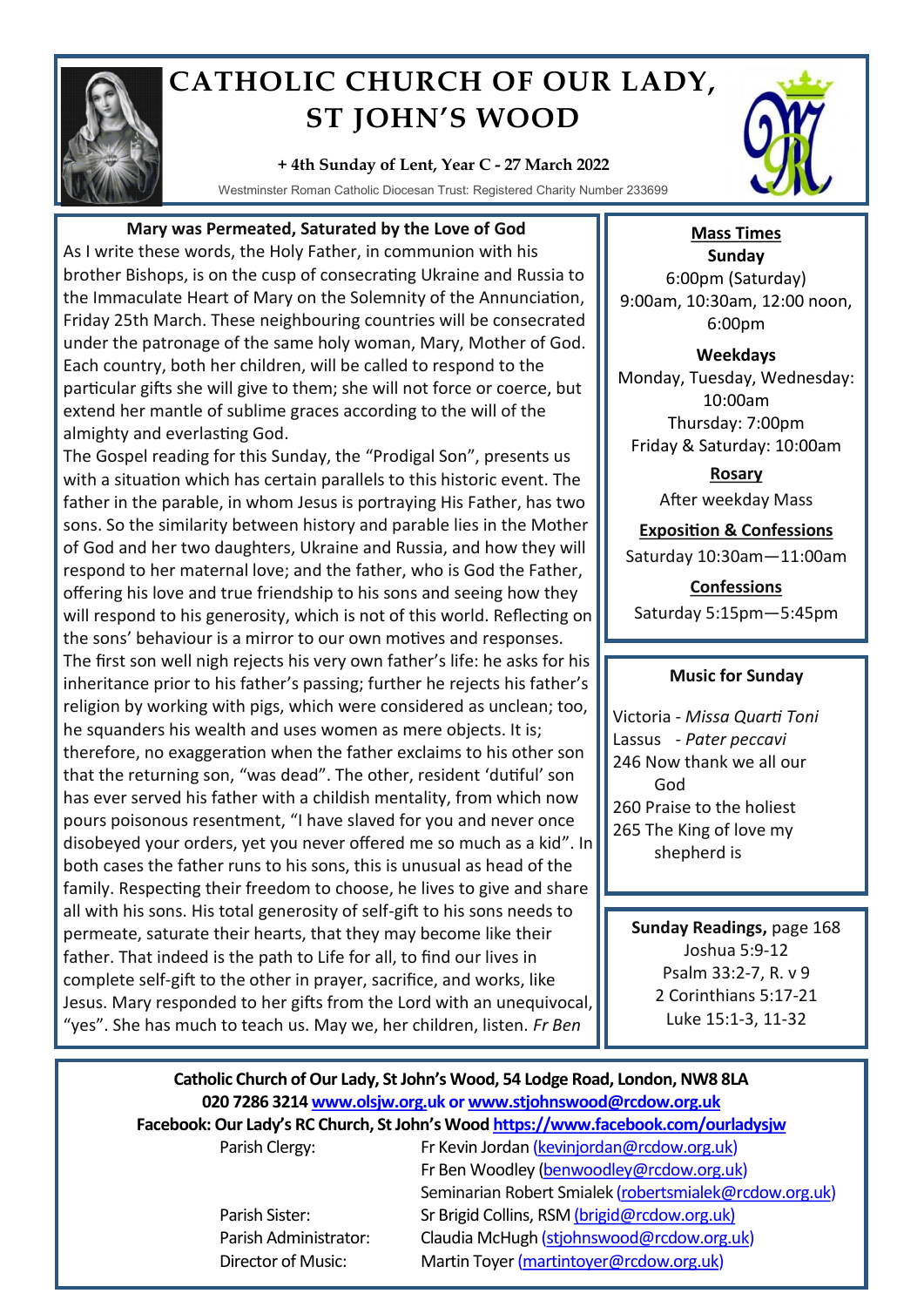# CATHOLIC CHURCH OF OUR LADY, ST JOHN'S WOOD

**+ 4th Sunday of Lent, Year C - 27 March 2022**

Westminster Roman Catholic Diocesan Trust: Registered Charity Number 233699

### Mary was Permeated, Saturated by the Love of God

As I write these words, the Holy Father, in communion with his brother Bishops, is on the cusp of consecrating Ukraine and Russia to the Immaculate Heart of Mary on the Solemnity of the Annunciation, Friday 25th March. These neighbouring countries will be consecrated under the patronage of the same holy woman, Mary, Mother of God. Each country, both her children, will be called to respond to the particular gifts she will give to them; she will not force or coerce, but extend her mantle of sublime graces according to the will of the almighty and everlasting God.

The Gospel reading for this Sunday, the "Prodigal Son", presents us with a situation which has certain parallels to this historic event. The father in the parable, in whom Jesus is portraying His Father, has two sons. So the similarity between history and parable lies in the Mother of God and her two daughters, Ukraine and Russia, and how they will respond to her maternal love; and the father, who is God the Father, offering his love and true friendship to his sons and seeing how they will respond to his generosity, which is not of this world. Reflecting on the sons' behaviour is a mirror to our own motives and responses.

The first son well nigh rejects his very own father's life: he asks for his inheritance prior to his father's passing; further he rejects his father's religion by working with pigs, which were considered as unclean; too, he squanders his wealth and uses women as mere objects. It is; therefore, no exaggeration when the father exclaims to his other son that the returning son, "was dead". The other, resident 'dutiful' son has ever served his father with a childish mentality, from which now pours poisonous resentment, "I have slaved for you and never once disobeyed your orders, yet you never offered me so much as a kid". In both cases the father runs to his sons, this is unusual as head of the family. Respecting their freedom to choose, he lives to give and share all with his sons. His total generosity of self-gift to his sons needs to permeate, saturate their hearts, that they may become like their father. That indeed is the path to Life for all, to find our lives in complete self-gift to the other in prayer, sacrifice, and works, like Jesus. Mary responded to her gifts from the Lord with an unequivocal, "yes". She has much to teach us. May we, her children, listen. *Fr Ben*

### Mass Times

**Sunday**
6:00pm (Saturday)
9:00am, 10:30am, 12:00 noon, 6:00pm

**Weekdays**
Monday, Tuesday, Wednesday: 10:00am
Thursday: 7:00pm
Friday & Saturday: 10:00am

**Rosary**
After weekday Mass

**Exposition & Confessions**
Saturday 10:30am—11:00am

**Confessions**
Saturday 5:15pm—5:45pm

### Music for Sunday

Victoria - *Missa Quarti Toni*
Lassus - *Pater peccavi*
246 Now thank we all our God
260 Praise to the holiest
265 The King of love my shepherd is

**Sunday Readings,** page 168
Joshua 5:9-12
Psalm 33:2-7, R. v 9
2 Corinthians 5:17-21
Luke 15:1-3, 11-32

**Catholic Church of Our Lady, St John's Wood, 54 Lodge Road, London, NW8 8LA**
**020 7286 3214 www.olsjw.org.uk or www.stjohnswood@rcdow.org.uk**
**Facebook: Our Lady's RC Church, St John's Wood https://www.facebook.com/ourladysjw**

| | |
|---|---|
| Parish Clergy: | Fr Kevin Jordan (kevinjordan@rcdow.org.uk) |
| | Fr Ben Woodley (benwoodley@rcdow.org.uk) |
| | Seminarian Robert Smialek (robertsmialek@rcdow.org.uk) |
| Parish Sister: | Sr Brigid Collins, RSM (brigid@rcdow.org.uk) |
| Parish Administrator: | Claudia McHugh (stjohnswood@rcdow.org.uk) |
| Director of Music: | Martin Toyer (martintoyer@rcdow.org.uk) |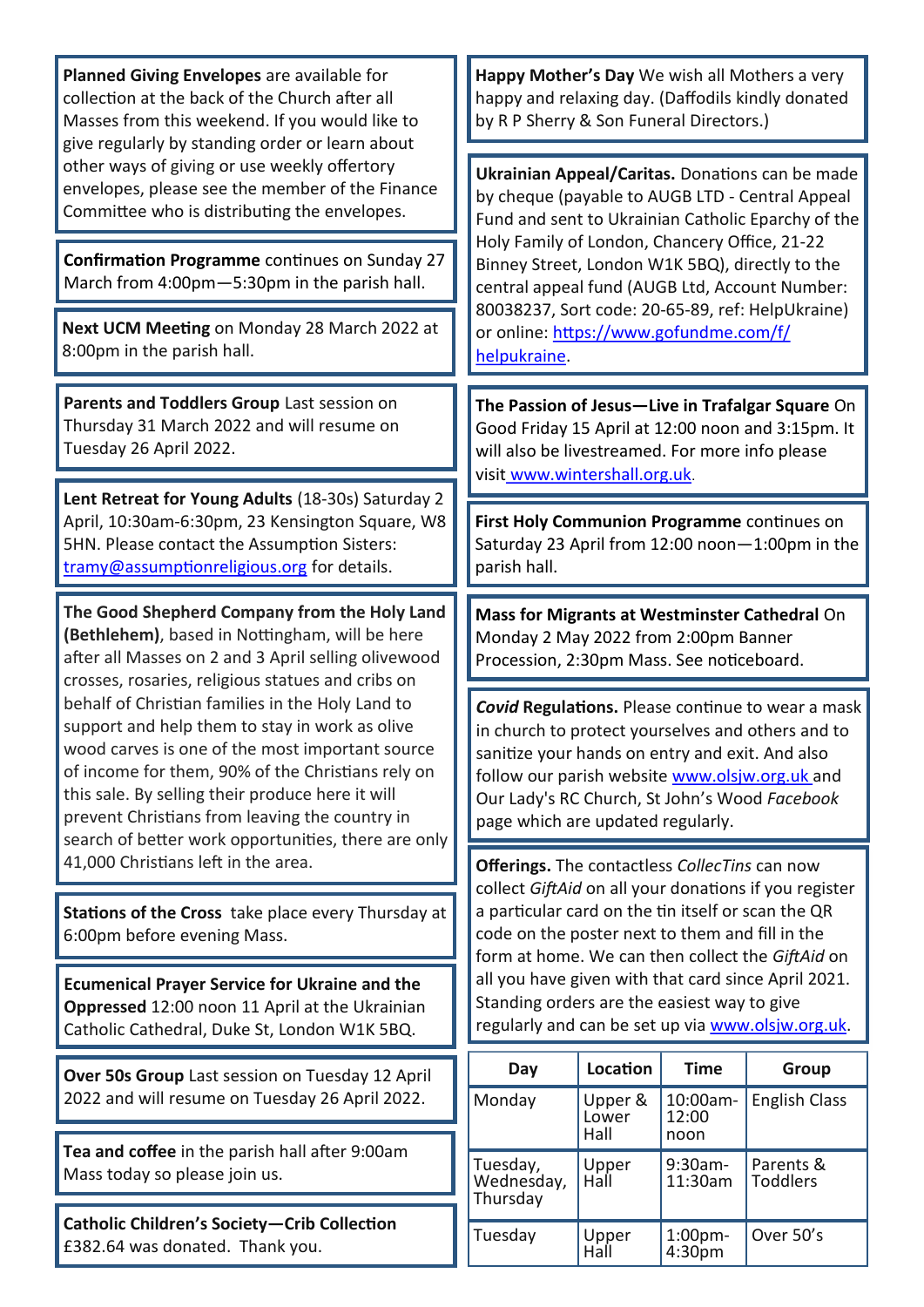**Planned Giving Envelopes** are available for collection at the back of the Church after all Masses from this weekend. If you would like to give regularly by standing order or learn about other ways of giving or use weekly offertory envelopes, please see the member of the Finance Committee who is distributing the envelopes.

**Confirmation Programme** continues on Sunday 27 March from 4:00pm—5:30pm in the parish hall.

**Next UCM Meeting** on Monday 28 March 2022 at 8:00pm in the parish hall.

**Parents and Toddlers Group** Last session on Thursday 31 March 2022 and will resume on Tuesday 26 April 2022.

**Lent Retreat for Young Adults** (18-30s) Saturday 2 April, 10:30am-6:30pm, 23 Kensington Square, W8 5HN. Please contact the Assumption Sisters: tramy@assumptionreligious.org for details.

**The Good Shepherd Company from the Holy Land (Bethlehem)**, based in Nottingham, will be here after all Masses on 2 and 3 April selling olivewood crosses, rosaries, religious statues and cribs on behalf of Christian families in the Holy Land to support and help them to stay in work as olive wood carves is one of the most important source of income for them, 90% of the Christians rely on this sale. By selling their produce here it will prevent Christians from leaving the country in search of better work opportunities, there are only 41,000 Christians left in the area.

**Stations of the Cross** take place every Thursday at 6:00pm before evening Mass.

**Ecumenical Prayer Service for Ukraine and the Oppressed** 12:00 noon 11 April at the Ukrainian Catholic Cathedral, Duke St, London W1K 5BQ.

**Over 50s Group** Last session on Tuesday 12 April 2022 and will resume on Tuesday 26 April 2022.

**Tea and coffee** in the parish hall after 9:00am Mass today so please join us.

**Catholic Children's Society—Crib Collection** £382.64 was donated. Thank you.

**Happy Mother's Day** We wish all Mothers a very happy and relaxing day. (Daffodils kindly donated by R P Sherry & Son Funeral Directors.)

**Ukrainian Appeal/Caritas.** Donations can be made by cheque (payable to AUGB LTD - Central Appeal Fund and sent to Ukrainian Catholic Eparchy of the Holy Family of London, Chancery Office, 21-22 Binney Street, London W1K 5BQ), directly to the central appeal fund (AUGB Ltd, Account Number: 80038237, Sort code: 20-65-89, ref: HelpUkraine) or online: https://www.gofundme.com/f/helpukraine.

**The Passion of Jesus—Live in Trafalgar Square** On Good Friday 15 April at 12:00 noon and 3:15pm. It will also be livestreamed. For more info please visit www.wintershall.org.uk.

**First Holy Communion Programme** continues on Saturday 23 April from 12:00 noon—1:00pm in the parish hall.

**Mass for Migrants at Westminster Cathedral** On Monday 2 May 2022 from 2:00pm Banner Procession, 2:30pm Mass. See noticeboard.

***Covid* Regulations.** Please continue to wear a mask in church to protect yourselves and others and to sanitize your hands on entry and exit. And also follow our parish website www.olsjw.org.uk and Our Lady's RC Church, St John's Wood *Facebook* page which are updated regularly.

**Offerings.** The contactless *CollecTins* can now collect *GiftAid* on all your donations if you register a particular card on the tin itself or scan the QR code on the poster next to them and fill in the form at home. We can then collect the *GiftAid* on all you have given with that card since April 2021. Standing orders are the easiest way to give regularly and can be set up via www.olsjw.org.uk.

| Day | Location | Time | Group |
|---|---|---|---|
| Monday | Upper & Lower Hall | 10:00am-12:00 noon | English Class |
| Tuesday, Wednesday, Thursday | Upper Hall | 9:30am-11:30am | Parents & Toddlers |
| Tuesday | Upper Hall | 1:00pm-4:30pm | Over 50's |